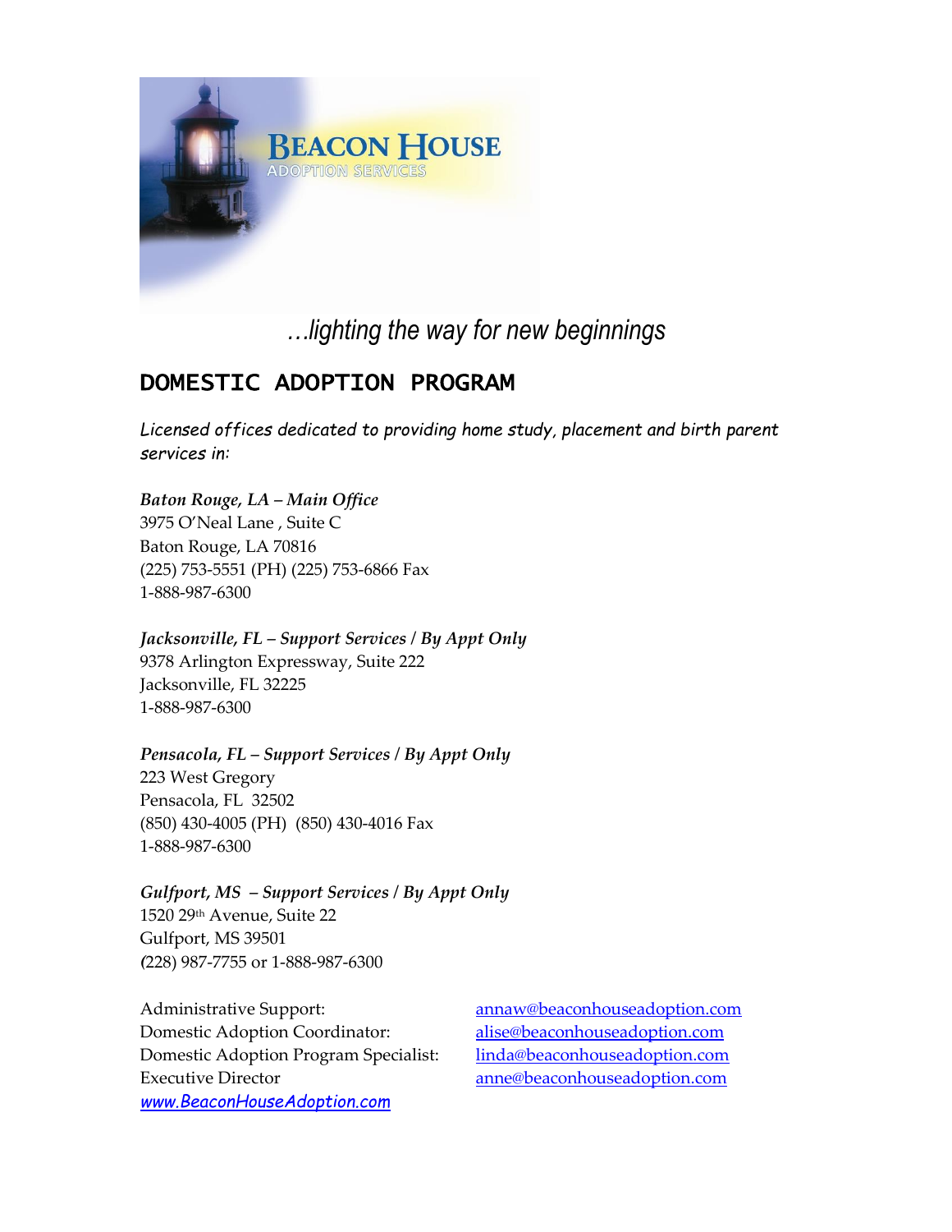# BEACON HOUSE
ADOPTION SERVICES

*…lighting the way for new beginnings*

## DOMESTIC ADOPTION PROGRAM

*Licensed offices dedicated to providing home study, placement and birth parent services in:*

***Baton Rouge, LA – Main Office***
3975 O'Neal Lane , Suite C
Baton Rouge, LA 70816
(225) 753-5551 (PH) (225) 753-6866 Fax
1-888-987-6300

***Jacksonville, FL – Support Services / By Appt Only***
9378 Arlington Expressway, Suite 222
Jacksonville, FL 32225
1-888-987-6300

***Pensacola, FL – Support Services / By Appt Only***
223 West Gregory
Pensacola, FL 32502
(850) 430-4005 (PH) (850) 430-4016 Fax
1-888-987-6300

***Gulfport, MS – Support Services / By Appt Only***
1520 29th Avenue, Suite 22
Gulfport, MS 39501
(228) 987-7755 or 1-888-987-6300

Administrative Support: annaw@beaconhouseadoption.com
Domestic Adoption Coordinator: alise@beaconhouseadoption.com
Domestic Adoption Program Specialist: linda@beaconhouseadoption.com
Executive Director anne@beaconhouseadoption.com
*www.BeaconHouseAdoption.com*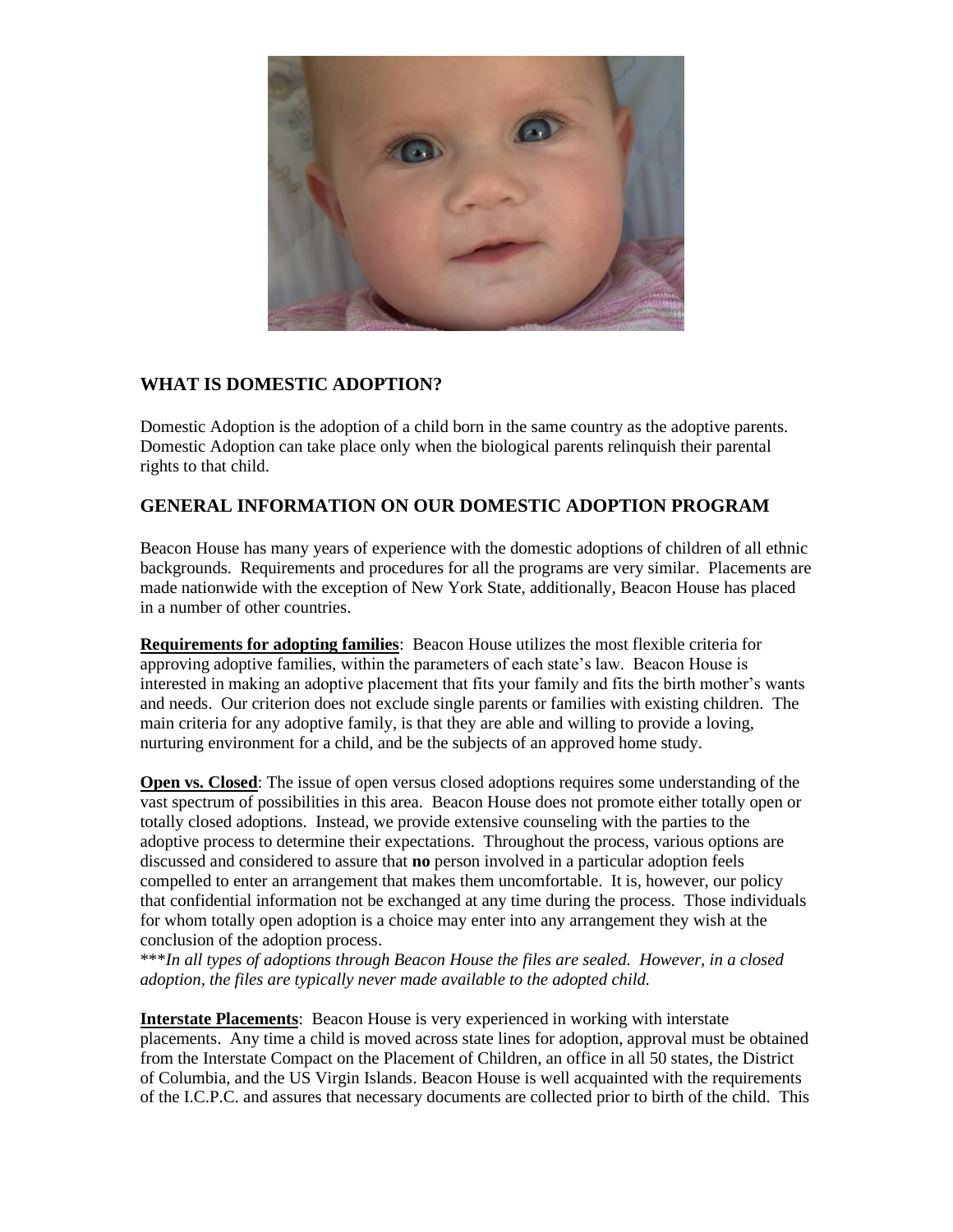## WHAT IS DOMESTIC ADOPTION?

Domestic Adoption is the adoption of a child born in the same country as the adoptive parents. Domestic Adoption can take place only when the biological parents relinquish their parental rights to that child.

## GENERAL INFORMATION ON OUR DOMESTIC ADOPTION PROGRAM

Beacon House has many years of experience with the domestic adoptions of children of all ethnic backgrounds. Requirements and procedures for all the programs are very similar. Placements are made nationwide with the exception of New York State, additionally, Beacon House has placed in a number of other countries.

**Requirements for adopting families**: Beacon House utilizes the most flexible criteria for approving adoptive families, within the parameters of each state's law. Beacon House is interested in making an adoptive placement that fits your family and fits the birth mother's wants and needs. Our criterion does not exclude single parents or families with existing children. The main criteria for any adoptive family, is that they are able and willing to provide a loving, nurturing environment for a child, and be the subjects of an approved home study.

**Open vs. Closed**: The issue of open versus closed adoptions requires some understanding of the vast spectrum of possibilities in this area. Beacon House does not promote either totally open or totally closed adoptions. Instead, we provide extensive counseling with the parties to the adoptive process to determine their expectations. Throughout the process, various options are discussed and considered to assure that **no** person involved in a particular adoption feels compelled to enter an arrangement that makes them uncomfortable. It is, however, our policy that confidential information not be exchanged at any time during the process. Those individuals for whom totally open adoption is a choice may enter into any arrangement they wish at the conclusion of the adoption process.
\*\*\**In all types of adoptions through Beacon House the files are sealed. However, in a closed adoption, the files are typically never made available to the adopted child.*

**Interstate Placements**: Beacon House is very experienced in working with interstate placements. Any time a child is moved across state lines for adoption, approval must be obtained from the Interstate Compact on the Placement of Children, an office in all 50 states, the District of Columbia, and the US Virgin Islands. Beacon House is well acquainted with the requirements of the I.C.P.C. and assures that necessary documents are collected prior to birth of the child. This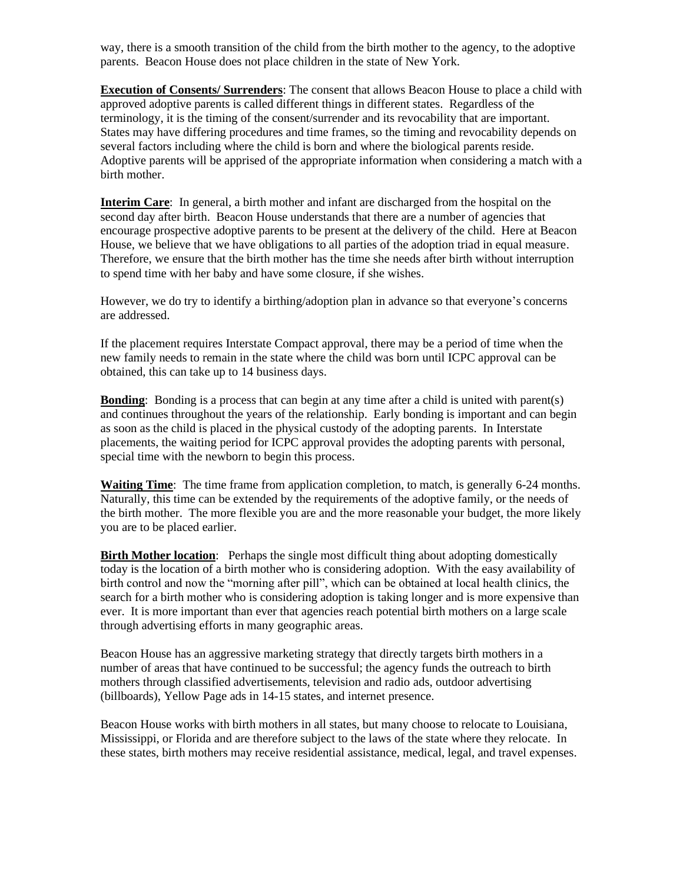way, there is a smooth transition of the child from the birth mother to the agency, to the adoptive parents. Beacon House does not place children in the state of New York.

**Execution of Consents/ Surrenders**: The consent that allows Beacon House to place a child with approved adoptive parents is called different things in different states. Regardless of the terminology, it is the timing of the consent/surrender and its revocability that are important. States may have differing procedures and time frames, so the timing and revocability depends on several factors including where the child is born and where the biological parents reside. Adoptive parents will be apprised of the appropriate information when considering a match with a birth mother.

**Interim Care**: In general, a birth mother and infant are discharged from the hospital on the second day after birth. Beacon House understands that there are a number of agencies that encourage prospective adoptive parents to be present at the delivery of the child. Here at Beacon House, we believe that we have obligations to all parties of the adoption triad in equal measure. Therefore, we ensure that the birth mother has the time she needs after birth without interruption to spend time with her baby and have some closure, if she wishes.

However, we do try to identify a birthing/adoption plan in advance so that everyone's concerns are addressed.

If the placement requires Interstate Compact approval, there may be a period of time when the new family needs to remain in the state where the child was born until ICPC approval can be obtained, this can take up to 14 business days.

**Bonding**: Bonding is a process that can begin at any time after a child is united with parent(s) and continues throughout the years of the relationship. Early bonding is important and can begin as soon as the child is placed in the physical custody of the adopting parents. In Interstate placements, the waiting period for ICPC approval provides the adopting parents with personal, special time with the newborn to begin this process.

**Waiting Time**: The time frame from application completion, to match, is generally 6-24 months. Naturally, this time can be extended by the requirements of the adoptive family, or the needs of the birth mother. The more flexible you are and the more reasonable your budget, the more likely you are to be placed earlier.

**Birth Mother location**: Perhaps the single most difficult thing about adopting domestically today is the location of a birth mother who is considering adoption. With the easy availability of birth control and now the "morning after pill", which can be obtained at local health clinics, the search for a birth mother who is considering adoption is taking longer and is more expensive than ever. It is more important than ever that agencies reach potential birth mothers on a large scale through advertising efforts in many geographic areas.

Beacon House has an aggressive marketing strategy that directly targets birth mothers in a number of areas that have continued to be successful; the agency funds the outreach to birth mothers through classified advertisements, television and radio ads, outdoor advertising (billboards), Yellow Page ads in 14-15 states, and internet presence.

Beacon House works with birth mothers in all states, but many choose to relocate to Louisiana, Mississippi, or Florida and are therefore subject to the laws of the state where they relocate. In these states, birth mothers may receive residential assistance, medical, legal, and travel expenses.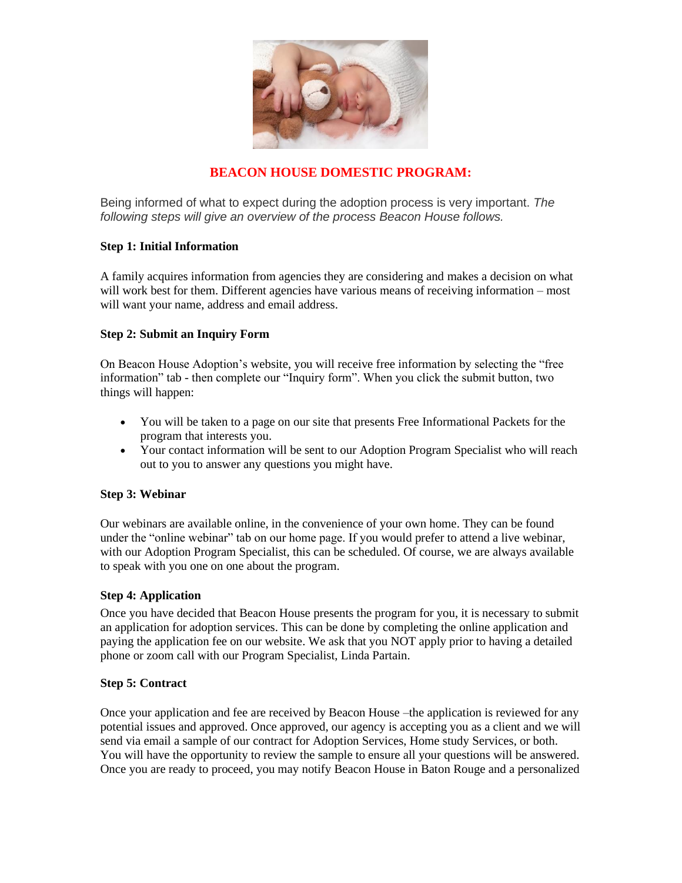## BEACON HOUSE DOMESTIC PROGRAM:

Being informed of what to expect during the adoption process is very important. *The following steps will give an overview of the process Beacon House follows.*

**Step 1: Initial Information**

A family acquires information from agencies they are considering and makes a decision on what will work best for them. Different agencies have various means of receiving information – most will want your name, address and email address.

**Step 2: Submit an Inquiry Form**

On Beacon House Adoption's website, you will receive free information by selecting the "free information" tab - then complete our "Inquiry form". When you click the submit button, two things will happen:

- You will be taken to a page on our site that presents Free Informational Packets for the program that interests you.
- Your contact information will be sent to our Adoption Program Specialist who will reach out to you to answer any questions you might have.

**Step 3: Webinar**

Our webinars are available online, in the convenience of your own home. They can be found under the "online webinar" tab on our home page. If you would prefer to attend a live webinar, with our Adoption Program Specialist, this can be scheduled. Of course, we are always available to speak with you one on one about the program.

**Step 4: Application**

Once you have decided that Beacon House presents the program for you, it is necessary to submit an application for adoption services. This can be done by completing the online application and paying the application fee on our website. We ask that you NOT apply prior to having a detailed phone or zoom call with our Program Specialist, Linda Partain.

**Step 5: Contract**

Once your application and fee are received by Beacon House –the application is reviewed for any potential issues and approved. Once approved, our agency is accepting you as a client and we will send via email a sample of our contract for Adoption Services, Home study Services, or both. You will have the opportunity to review the sample to ensure all your questions will be answered. Once you are ready to proceed, you may notify Beacon House in Baton Rouge and a personalized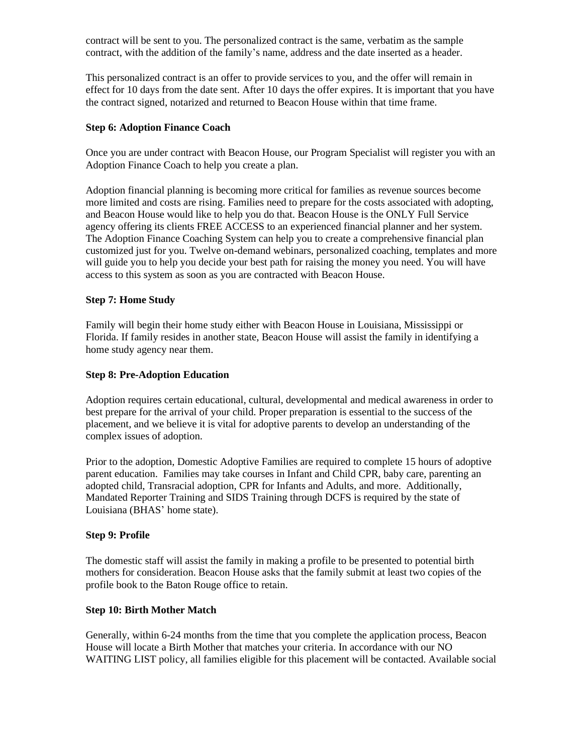contract will be sent to you. The personalized contract is the same, verbatim as the sample contract, with the addition of the family's name, address and the date inserted as a header.

This personalized contract is an offer to provide services to you, and the offer will remain in effect for 10 days from the date sent. After 10 days the offer expires. It is important that you have the contract signed, notarized and returned to Beacon House within that time frame.

**Step 6: Adoption Finance Coach**

Once you are under contract with Beacon House, our Program Specialist will register you with an Adoption Finance Coach to help you create a plan.

Adoption financial planning is becoming more critical for families as revenue sources become more limited and costs are rising. Families need to prepare for the costs associated with adopting, and Beacon House would like to help you do that. Beacon House is the ONLY Full Service agency offering its clients FREE ACCESS to an experienced financial planner and her system. The Adoption Finance Coaching System can help you to create a comprehensive financial plan customized just for you. Twelve on-demand webinars, personalized coaching, templates and more will guide you to help you decide your best path for raising the money you need. You will have access to this system as soon as you are contracted with Beacon House.

**Step 7: Home Study**

Family will begin their home study either with Beacon House in Louisiana, Mississippi or Florida. If family resides in another state, Beacon House will assist the family in identifying a home study agency near them.

**Step 8: Pre-Adoption Education**

Adoption requires certain educational, cultural, developmental and medical awareness in order to best prepare for the arrival of your child. Proper preparation is essential to the success of the placement, and we believe it is vital for adoptive parents to develop an understanding of the complex issues of adoption.

Prior to the adoption, Domestic Adoptive Families are required to complete 15 hours of adoptive parent education. Families may take courses in Infant and Child CPR, baby care, parenting an adopted child, Transracial adoption, CPR for Infants and Adults, and more. Additionally, Mandated Reporter Training and SIDS Training through DCFS is required by the state of Louisiana (BHAS' home state).

**Step 9: Profile**

The domestic staff will assist the family in making a profile to be presented to potential birth mothers for consideration. Beacon House asks that the family submit at least two copies of the profile book to the Baton Rouge office to retain.

**Step 10: Birth Mother Match**

Generally, within 6-24 months from the time that you complete the application process, Beacon House will locate a Birth Mother that matches your criteria. In accordance with our NO WAITING LIST policy, all families eligible for this placement will be contacted. Available social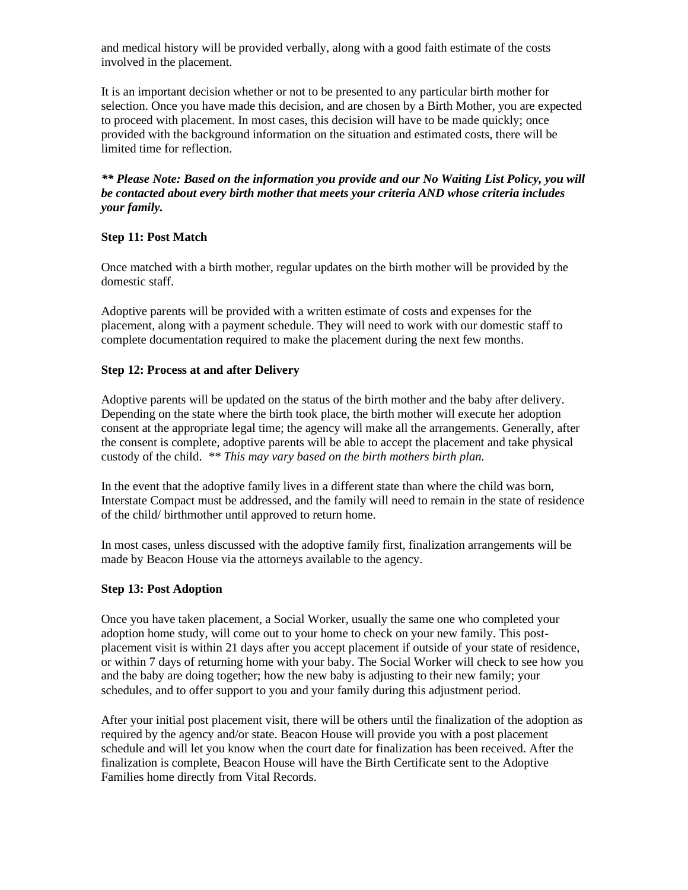and medical history will be provided verbally, along with a good faith estimate of the costs involved in the placement.

It is an important decision whether or not to be presented to any particular birth mother for selection. Once you have made this decision, and are chosen by a Birth Mother, you are expected to proceed with placement. In most cases, this decision will have to be made quickly; once provided with the background information on the situation and estimated costs, there will be limited time for reflection.

***\*\* Please Note: Based on the information you provide and our No Waiting List Policy, you will be contacted about every birth mother that meets your criteria AND whose criteria includes your family.***

**Step 11: Post Match**

Once matched with a birth mother, regular updates on the birth mother will be provided by the domestic staff.

Adoptive parents will be provided with a written estimate of costs and expenses for the placement, along with a payment schedule. They will need to work with our domestic staff to complete documentation required to make the placement during the next few months.

**Step 12: Process at and after Delivery**

Adoptive parents will be updated on the status of the birth mother and the baby after delivery. Depending on the state where the birth took place, the birth mother will execute her adoption consent at the appropriate legal time; the agency will make all the arrangements. Generally, after the consent is complete, adoptive parents will be able to accept the placement and take physical custody of the child. *\*\* This may vary based on the birth mothers birth plan.*

In the event that the adoptive family lives in a different state than where the child was born, Interstate Compact must be addressed, and the family will need to remain in the state of residence of the child/ birthmother until approved to return home.

In most cases, unless discussed with the adoptive family first, finalization arrangements will be made by Beacon House via the attorneys available to the agency.

**Step 13: Post Adoption**

Once you have taken placement, a Social Worker, usually the same one who completed your adoption home study, will come out to your home to check on your new family. This post-placement visit is within 21 days after you accept placement if outside of your state of residence, or within 7 days of returning home with your baby. The Social Worker will check to see how you and the baby are doing together; how the new baby is adjusting to their new family; your schedules, and to offer support to you and your family during this adjustment period.

After your initial post placement visit, there will be others until the finalization of the adoption as required by the agency and/or state. Beacon House will provide you with a post placement schedule and will let you know when the court date for finalization has been received. After the finalization is complete, Beacon House will have the Birth Certificate sent to the Adoptive Families home directly from Vital Records.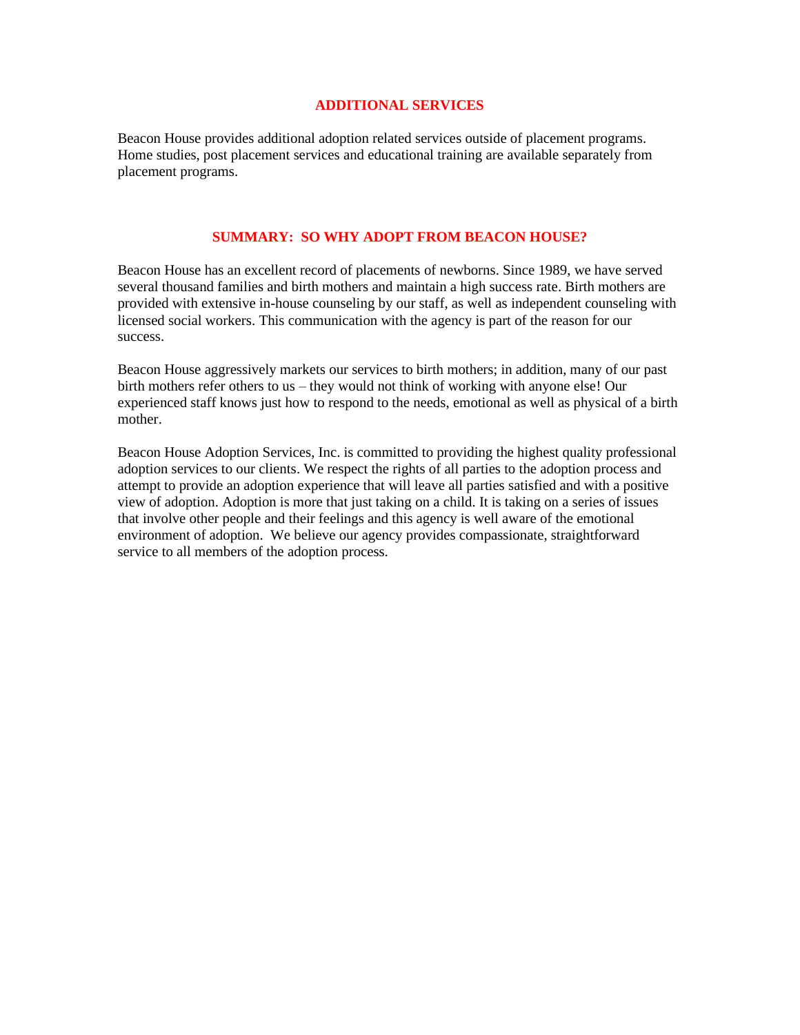## ADDITIONAL SERVICES

Beacon House provides additional adoption related services outside of placement programs. Home studies, post placement services and educational training are available separately from placement programs.

## SUMMARY: SO WHY ADOPT FROM BEACON HOUSE?

Beacon House has an excellent record of placements of newborns. Since 1989, we have served several thousand families and birth mothers and maintain a high success rate. Birth mothers are provided with extensive in-house counseling by our staff, as well as independent counseling with licensed social workers. This communication with the agency is part of the reason for our success.

Beacon House aggressively markets our services to birth mothers; in addition, many of our past birth mothers refer others to us – they would not think of working with anyone else! Our experienced staff knows just how to respond to the needs, emotional as well as physical of a birth mother.

Beacon House Adoption Services, Inc. is committed to providing the highest quality professional adoption services to our clients. We respect the rights of all parties to the adoption process and attempt to provide an adoption experience that will leave all parties satisfied and with a positive view of adoption. Adoption is more that just taking on a child. It is taking on a series of issues that involve other people and their feelings and this agency is well aware of the emotional environment of adoption. We believe our agency provides compassionate, straightforward service to all members of the adoption process.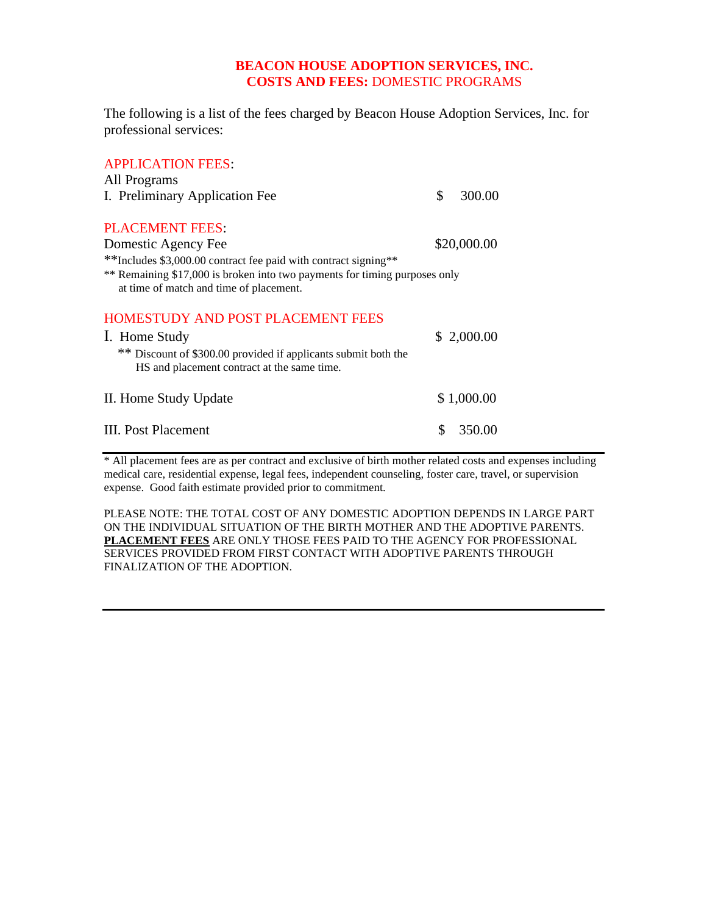# BEACON HOUSE ADOPTION SERVICES, INC.
## COSTS AND FEES: DOMESTIC PROGRAMS

The following is a list of the fees charged by Beacon House Adoption Services, Inc. for professional services:

### APPLICATION FEES:

All Programs

| | |
|---|---|
| I. Preliminary Application Fee | $ 300.00 |

### PLACEMENT FEES:

| | |
|---|---|
| Domestic Agency Fee | $20,000.00 |

**Includes $3,000.00 contract fee paid with contract signing**

** Remaining $17,000 is broken into two payments for timing purposes only at time of match and time of placement.

### HOMESTUDY AND POST PLACEMENT FEES

| | |
|---|---|
| I. Home Study | $ 2,000.00 |

** Discount of $300.00 provided if applicants submit both the HS and placement contract at the same time.

| | |
|---|---|
| II. Home Study Update | $ 1,000.00 |
| III. Post Placement | $ 350.00 |

---

* All placement fees are as per contract and exclusive of birth mother related costs and expenses including medical care, residential expense, legal fees, independent counseling, foster care, travel, or supervision expense. Good faith estimate provided prior to commitment.

PLEASE NOTE: THE TOTAL COST OF ANY DOMESTIC ADOPTION DEPENDS IN LARGE PART ON THE INDIVIDUAL SITUATION OF THE BIRTH MOTHER AND THE ADOPTIVE PARENTS. **PLACEMENT FEES** ARE ONLY THOSE FEES PAID TO THE AGENCY FOR PROFESSIONAL SERVICES PROVIDED FROM FIRST CONTACT WITH ADOPTIVE PARENTS THROUGH FINALIZATION OF THE ADOPTION.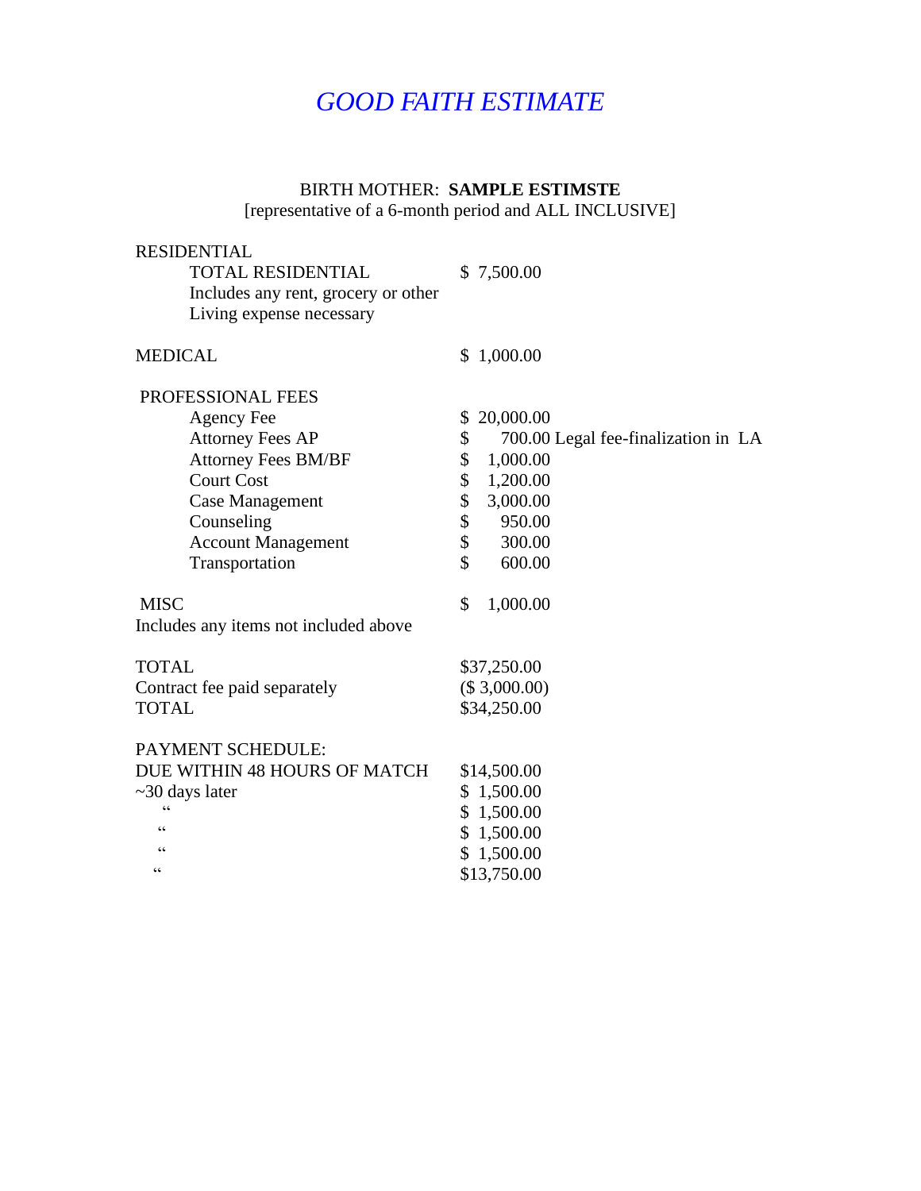# *GOOD FAITH ESTIMATE*

BIRTH MOTHER: **SAMPLE ESTIMSTE**
[representative of a 6-month period and ALL INCLUSIVE]

RESIDENTIAL

| | |
|---|---|
| TOTAL RESIDENTIAL<br>Includes any rent, grocery or other<br>Living expense necessary | $ 7,500.00 |

| | |
|---|---|
| MEDICAL | $ 1,000.00 |

PROFESSIONAL FEES

| | |
|---|---|
| Agency Fee | $ 20,000.00 |
| Attorney Fees AP | $ 700.00 Legal fee-finalization in LA |
| Attorney Fees BM/BF | $ 1,000.00 |
| Court Cost | $ 1,200.00 |
| Case Management | $ 3,000.00 |
| Counseling | $ 950.00 |
| Account Management | $ 300.00 |
| Transportation | $ 600.00 |

| | |
|---|---|
| MISC<br>Includes any items not included above | $ 1,000.00 |

| | |
|---|---|
| TOTAL | $37,250.00 |
| Contract fee paid separately | ($ 3,000.00) |
| TOTAL | $34,250.00 |

PAYMENT SCHEDULE:

| | |
|---|---|
| DUE WITHIN 48 HOURS OF MATCH | $14,500.00 |
| ~30 days later | $ 1,500.00 |
| " | $ 1,500.00 |
| " | $ 1,500.00 |
| " | $ 1,500.00 |
| " | $13,750.00 |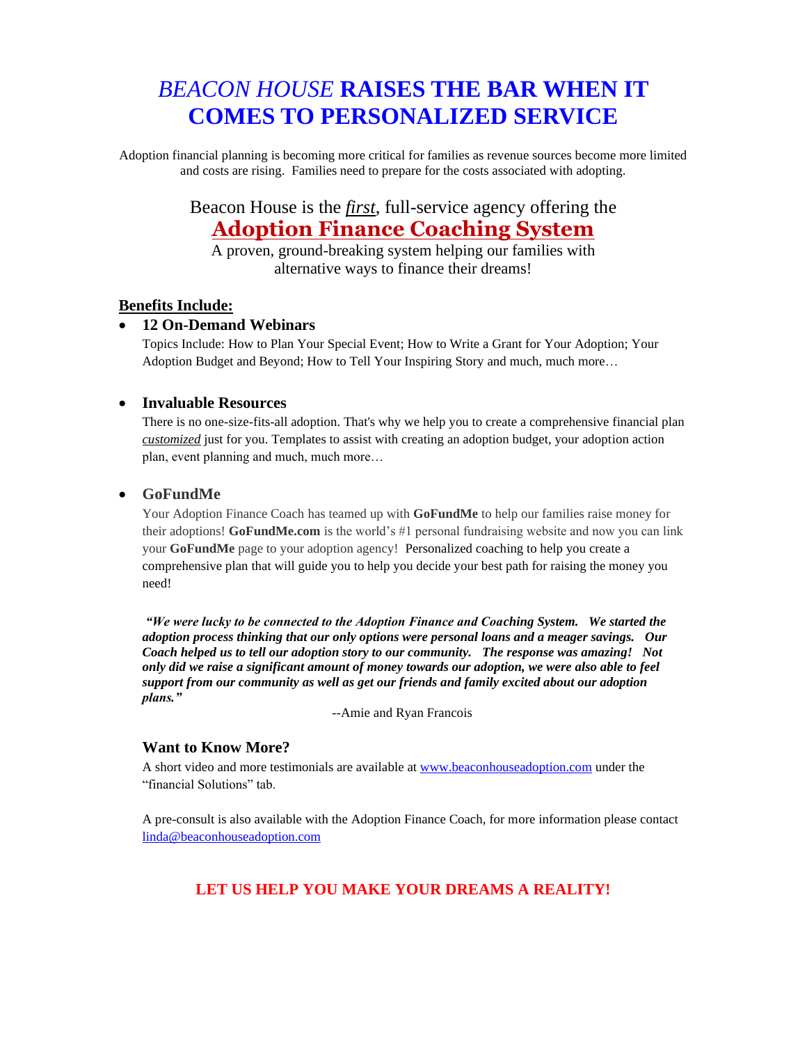# *BEACON HOUSE* RAISES THE BAR WHEN IT COMES TO PERSONALIZED SERVICE

Adoption financial planning is becoming more critical for families as revenue sources become more limited and costs are rising. Families need to prepare for the costs associated with adopting.

Beacon House is the ***first***, full-service agency offering the

## Adoption Finance Coaching System

A proven, ground-breaking system helping our families with alternative ways to finance their dreams!

**Benefits Include:**

- **12 On-Demand Webinars**

  Topics Include: How to Plan Your Special Event; How to Write a Grant for Your Adoption; Your Adoption Budget and Beyond; How to Tell Your Inspiring Story and much, much more…

- **Invaluable Resources**

  There is no one-size-fits-all adoption. That's why we help you to create a comprehensive financial plan *customized* just for you. Templates to assist with creating an adoption budget, your adoption action plan, event planning and much, much more…

- **GoFundMe**

  Your Adoption Finance Coach has teamed up with **GoFundMe** to help our families raise money for their adoptions! **GoFundMe.com** is the world's #1 personal fundraising website and now you can link your **GoFundMe** page to your adoption agency! Personalized coaching to help you create a comprehensive plan that will guide you to help you decide your best path for raising the money you need!

***"We were lucky to be connected to the Adoption Finance and Coaching System. We started the adoption process thinking that our only options were personal loans and a meager savings. Our Coach helped us to tell our adoption story to our community. The response was amazing! Not only did we raise a significant amount of money towards our adoption, we were also able to feel support from our community as well as get our friends and family excited about our adoption plans."***

--Amie and Ryan Francois

### Want to Know More?

A short video and more testimonials are available at www.beaconhouseadoption.com under the "financial Solutions" tab.

A pre-consult is also available with the Adoption Finance Coach, for more information please contact linda@beaconhouseadoption.com

**LET US HELP YOU MAKE YOUR DREAMS A REALITY!**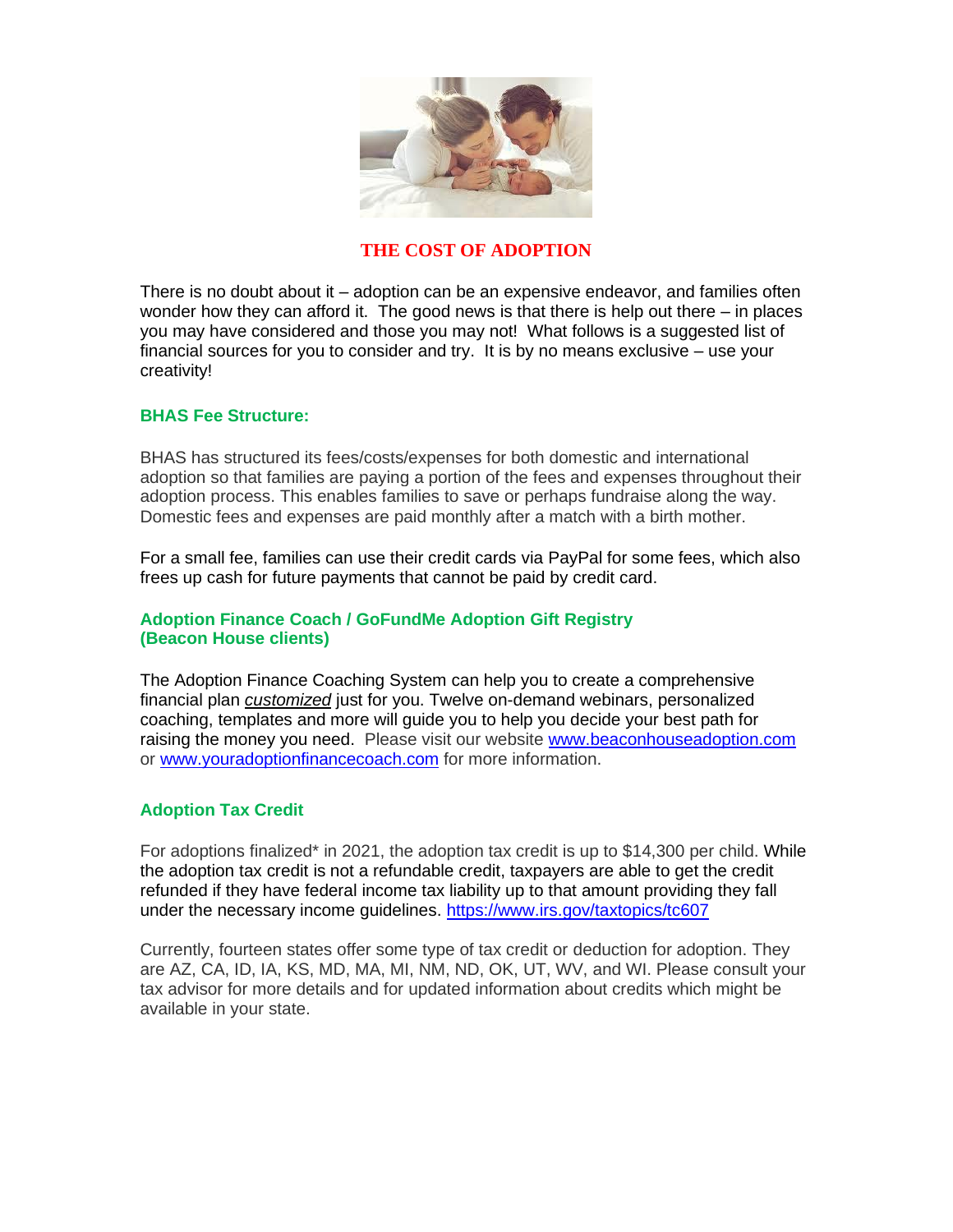# THE COST OF ADOPTION

There is no doubt about it – adoption can be an expensive endeavor, and families often wonder how they can afford it. The good news is that there is help out there – in places you may have considered and those you may not! What follows is a suggested list of financial sources for you to consider and try. It is by no means exclusive – use your creativity!

### BHAS Fee Structure:

BHAS has structured its fees/costs/expenses for both domestic and international adoption so that families are paying a portion of the fees and expenses throughout their adoption process. This enables families to save or perhaps fundraise along the way. Domestic fees and expenses are paid monthly after a match with a birth mother.

For a small fee, families can use their credit cards via PayPal for some fees, which also frees up cash for future payments that cannot be paid by credit card.

### Adoption Finance Coach / GoFundMe Adoption Gift Registry (Beacon House clients)

The Adoption Finance Coaching System can help you to create a comprehensive financial plan ***customized*** just for you. Twelve on-demand webinars, personalized coaching, templates and more will guide you to help you decide your best path for raising the money you need. Please visit our website www.beaconhouseadoption.com or www.youradoptionfinancecoach.com for more information.

### Adoption Tax Credit

For adoptions finalized* in 2021, the adoption tax credit is up to $14,300 per child. While the adoption tax credit is not a refundable credit, taxpayers are able to get the credit refunded if they have federal income tax liability up to that amount providing they fall under the necessary income guidelines. https://www.irs.gov/taxtopics/tc607

Currently, fourteen states offer some type of tax credit or deduction for adoption. They are AZ, CA, ID, IA, KS, MD, MA, MI, NM, ND, OK, UT, WV, and WI. Please consult your tax advisor for more details and for updated information about credits which might be available in your state.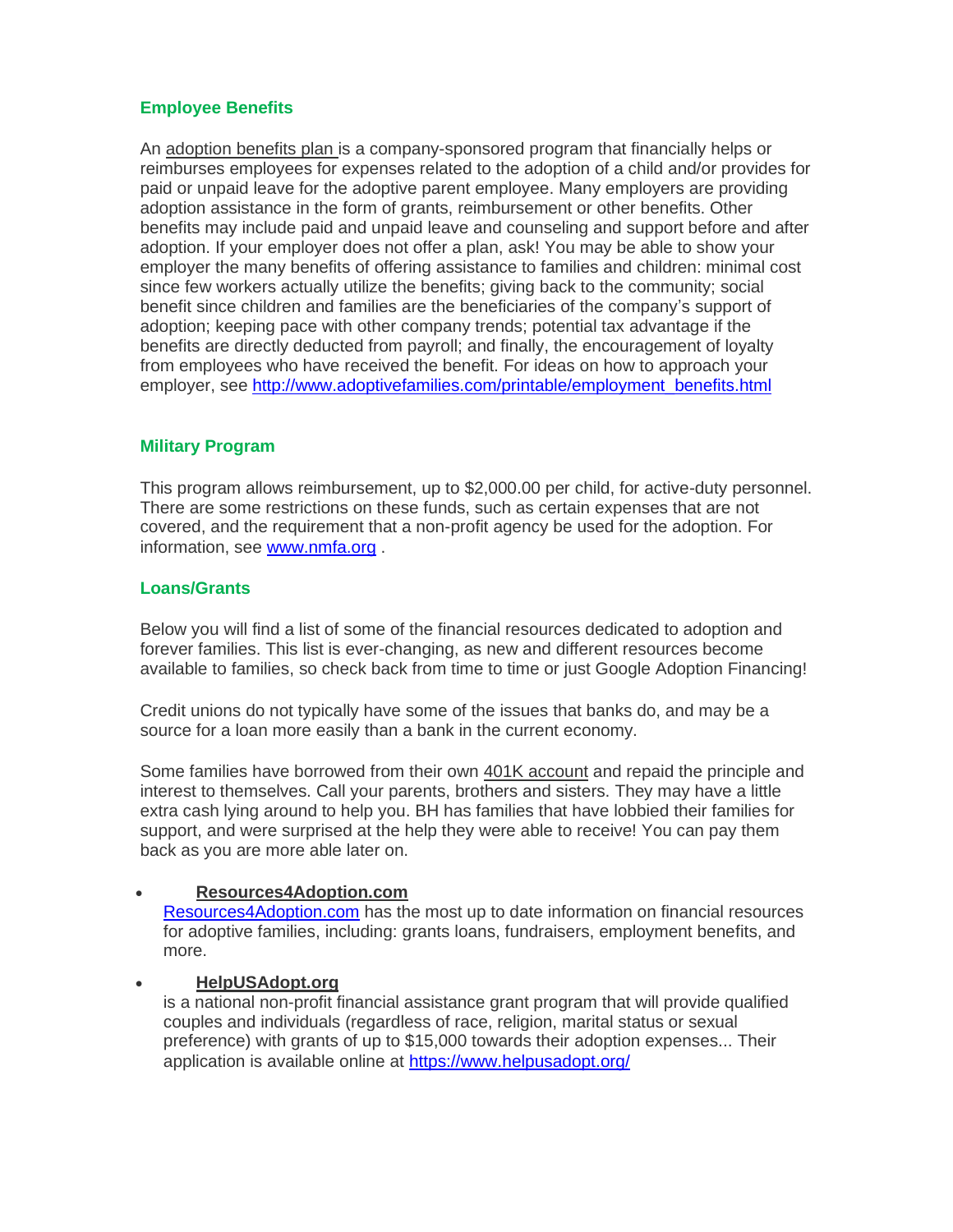### Employee Benefits

An adoption benefits plan is a company-sponsored program that financially helps or reimburses employees for expenses related to the adoption of a child and/or provides for paid or unpaid leave for the adoptive parent employee. Many employers are providing adoption assistance in the form of grants, reimbursement or other benefits. Other benefits may include paid and unpaid leave and counseling and support before and after adoption. If your employer does not offer a plan, ask! You may be able to show your employer the many benefits of offering assistance to families and children: minimal cost since few workers actually utilize the benefits; giving back to the community; social benefit since children and families are the beneficiaries of the company's support of adoption; keeping pace with other company trends; potential tax advantage if the benefits are directly deducted from payroll; and finally, the encouragement of loyalty from employees who have received the benefit. For ideas on how to approach your employer, see http://www.adoptivefamilies.com/printable/employment_benefits.html

### Military Program

This program allows reimbursement, up to $2,000.00 per child, for active-duty personnel. There are some restrictions on these funds, such as certain expenses that are not covered, and the requirement that a non-profit agency be used for the adoption. For information, see www.nmfa.org .

### Loans/Grants

Below you will find a list of some of the financial resources dedicated to adoption and forever families. This list is ever-changing, as new and different resources become available to families, so check back from time to time or just Google Adoption Financing!

Credit unions do not typically have some of the issues that banks do, and may be a source for a loan more easily than a bank in the current economy.

Some families have borrowed from their own 401K account and repaid the principle and interest to themselves. Call your parents, brothers and sisters. They may have a little extra cash lying around to help you. BH has families that have lobbied their families for support, and were surprised at the help they were able to receive! You can pay them back as you are more able later on.

- **Resources4Adoption.com**
  Resources4Adoption.com has the most up to date information on financial resources for adoptive families, including: grants loans, fundraisers, employment benefits, and more.

- **HelpUSAdopt.org**
  is a national non-profit financial assistance grant program that will provide qualified couples and individuals (regardless of race, religion, marital status or sexual preference) with grants of up to $15,000 towards their adoption expenses... Their application is available online at https://www.helpusadopt.org/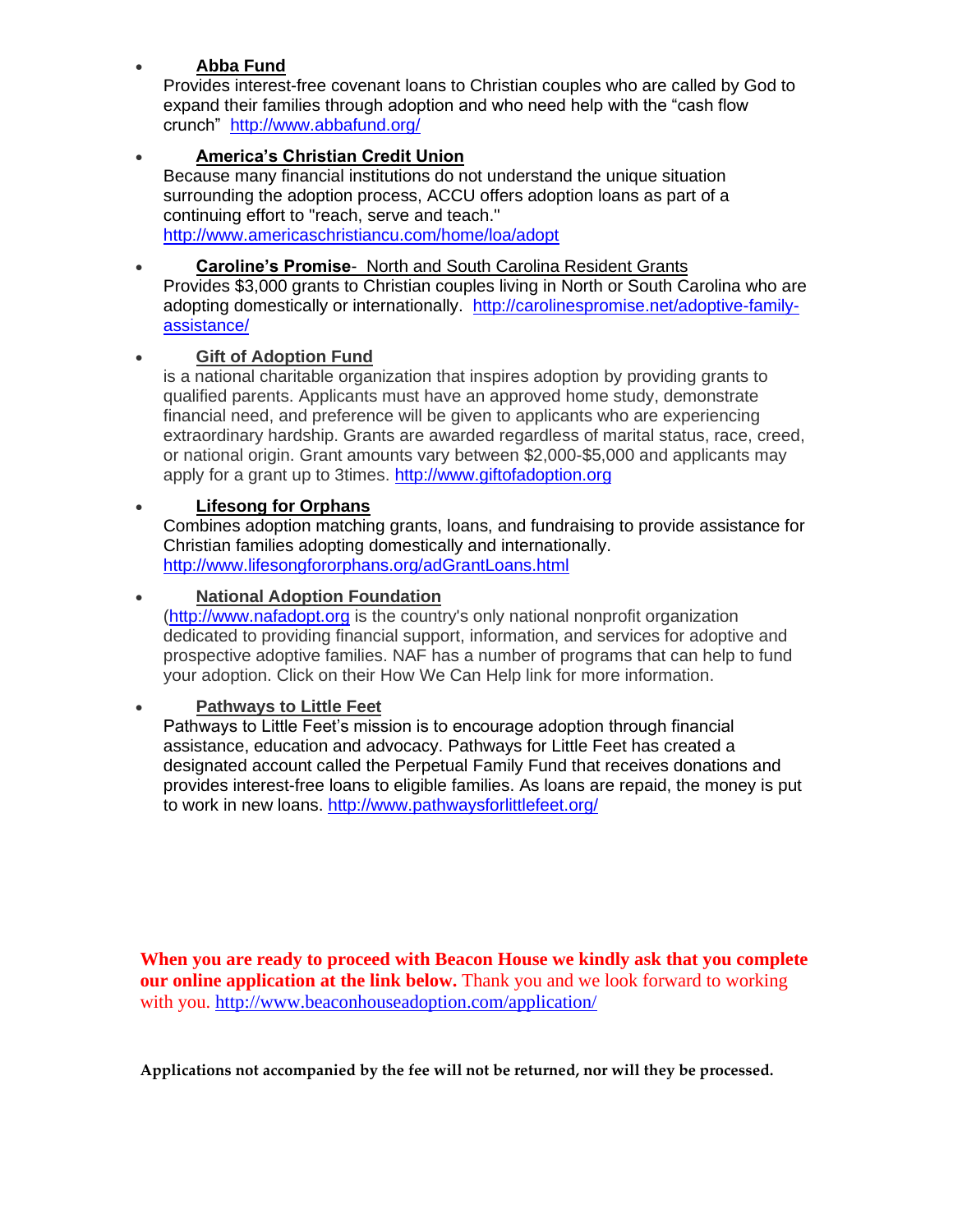- **Abba Fund**
  Provides interest-free covenant loans to Christian couples who are called by God to expand their families through adoption and who need help with the "cash flow crunch" http://www.abbafund.org/

- **America's Christian Credit Union**
  Because many financial institutions do not understand the unique situation surrounding the adoption process, ACCU offers adoption loans as part of a continuing effort to "reach, serve and teach."
  http://www.americaschristiancu.com/home/loa/adopt

- **Caroline's Promise**- North and South Carolina Resident Grants
  Provides $3,000 grants to Christian couples living in North or South Carolina who are adopting domestically or internationally. http://carolinespromise.net/adoptive-family-assistance/

- **Gift of Adoption Fund**
  is a national charitable organization that inspires adoption by providing grants to qualified parents. Applicants must have an approved home study, demonstrate financial need, and preference will be given to applicants who are experiencing extraordinary hardship. Grants are awarded regardless of marital status, race, creed, or national origin. Grant amounts vary between $2,000-$5,000 and applicants may apply for a grant up to 3times. http://www.giftofadoption.org

- **Lifesong for Orphans**
  Combines adoption matching grants, loans, and fundraising to provide assistance for Christian families adopting domestically and internationally.
  http://www.lifesongfororphans.org/adGrantLoans.html

- **National Adoption Foundation**
  (http://www.nafadopt.org is the country's only national nonprofit organization dedicated to providing financial support, information, and services for adoptive and prospective adoptive families. NAF has a number of programs that can help to fund your adoption. Click on their How We Can Help link for more information.

- **Pathways to Little Feet**
  Pathways to Little Feet's mission is to encourage adoption through financial assistance, education and advocacy. Pathways for Little Feet has created a designated account called the Perpetual Family Fund that receives donations and provides interest-free loans to eligible families. As loans are repaid, the money is put to work in new loans. http://www.pathwaysforlittlefeet.org/

**When you are ready to proceed with Beacon House we kindly ask that you complete our online application at the link below.** Thank you and we look forward to working with you. http://www.beaconhouseadoption.com/application/

**Applications not accompanied by the fee will not be returned, nor will they be processed.**